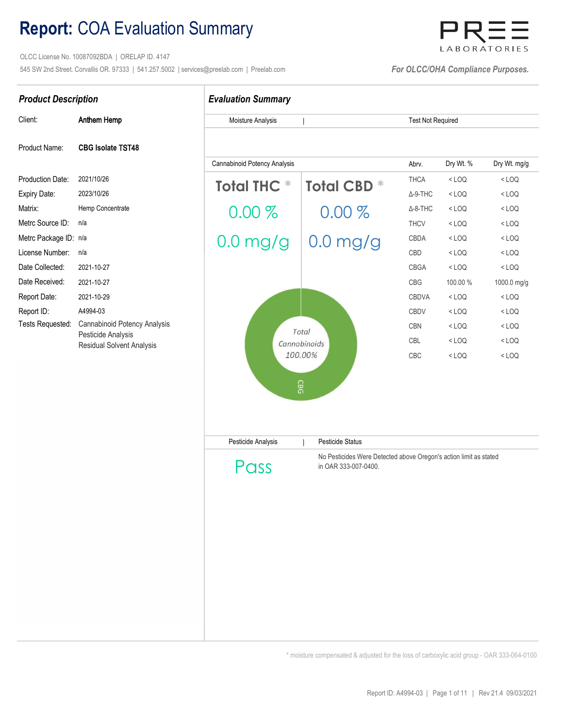# Report: COA Evaluation Summary

OLCC License No. 10087092BDA | ORELAP ID. 4147

545 SW 2nd Street. Corvallis OR. 97333 | 541.257.5002 | services@preelab.com | Preelab.com

PREE LABORATORIES

*For OLCC/OHA Compliance Purposes.*

## Product Description

| | |
|---|---|
| Client: | Anthem Hemp |
| Product Name: | CBG Isolate TST48 |
| Production Date: | 2021/10/26 |
| Expiry Date: | 2023/10/26 |
| Matrix: | Hemp Concentrate |
| Metrc Source ID: | n/a |
| Metrc Package ID: | n/a |
| License Number: | n/a |
| Date Collected: | 2021-10-27 |
| Date Received: | 2021-10-27 |
| Report Date: | 2021-10-29 |
| Report ID: | A4994-03 |
| Tests Requested: | Cannabinoid Potency Analysis<br>Pesticide Analysis<br>Residual Solvent Analysis |

## Evaluation Summary

Moisture Analysis | Test Not Required

### Cannabinoid Potency Analysis

**Total THC** * : 0.00 % — 0.0 mg/g

**Total CBD** * : 0.00 % — 0.0 mg/g

Total Cannabinoids 100.00% (CBG)

| Abrv. | Dry Wt. % | Dry Wt. mg/g |
|---|---|---|
| THCA | < LOQ | < LOQ |
| Δ-9-THC | < LOQ | < LOQ |
| Δ-8-THC | < LOQ | < LOQ |
| THCV | < LOQ | < LOQ |
| CBDA | < LOQ | < LOQ |
| CBD | < LOQ | < LOQ |
| CBGA | < LOQ | < LOQ |
| CBG | 100.00 % | 1000.0 mg/g |
| CBDVA | < LOQ | < LOQ |
| CBDV | < LOQ | < LOQ |
| CBN | < LOQ | < LOQ |
| CBL | < LOQ | < LOQ |
| CBC | < LOQ | < LOQ |

### Pesticide Analysis | Pesticide Status

**Pass** — No Pesticides Were Detected above Oregon's action limit as stated in OAR 333-007-0400.

* moisture compensated & adjusted for the loss of carboxylic acid group - OAR 333-064-0100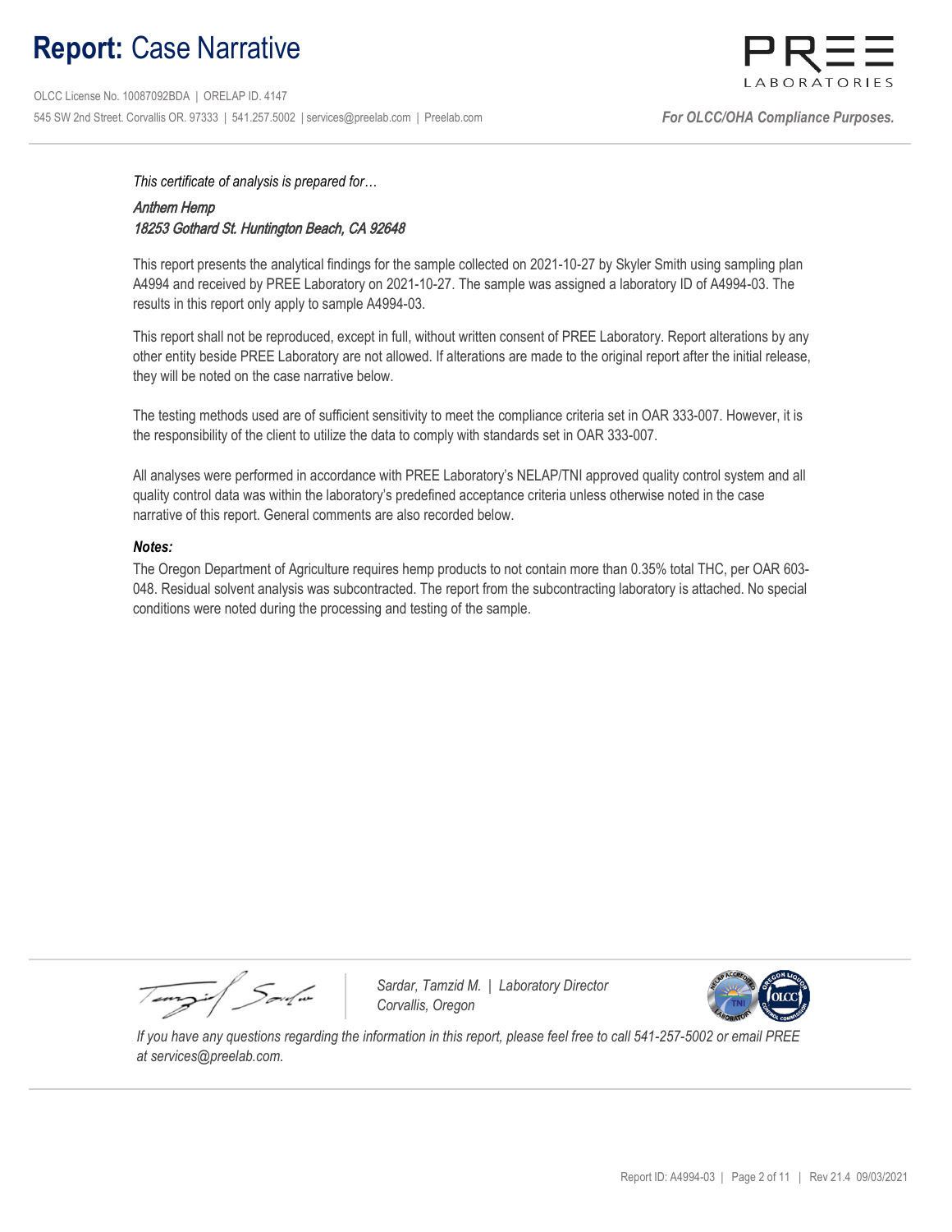# **Report:** Case Narrative

OLCC License No. 10087092BDA | ORELAP ID. 4147
545 SW 2nd Street. Corvallis OR. 97333 | 541.257.5002 | services@preelab.com | Preelab.com

*For OLCC/OHA Compliance Purposes.*

*This certificate of analysis is prepared for…*

*Anthem Hemp*
*18253 Gothard St. Huntington Beach, CA 92648*

This report presents the analytical findings for the sample collected on 2021-10-27 by Skyler Smith using sampling plan A4994 and received by PREE Laboratory on 2021-10-27. The sample was assigned a laboratory ID of A4994-03. The results in this report only apply to sample A4994-03.

This report shall not be reproduced, except in full, without written consent of PREE Laboratory. Report alterations by any other entity beside PREE Laboratory are not allowed. If alterations are made to the original report after the initial release, they will be noted on the case narrative below.

The testing methods used are of sufficient sensitivity to meet the compliance criteria set in OAR 333-007. However, it is the responsibility of the client to utilize the data to comply with standards set in OAR 333-007.

All analyses were performed in accordance with PREE Laboratory's NELAP/TNI approved quality control system and all quality control data was within the laboratory's predefined acceptance criteria unless otherwise noted in the case narrative of this report. General comments are also recorded below.

***Notes:***

The Oregon Department of Agriculture requires hemp products to not contain more than 0.35% total THC, per OAR 603-048. Residual solvent analysis was subcontracted. The report from the subcontracting laboratory is attached. No special conditions were noted during the processing and testing of the sample.

*Sardar, Tamzid M. | Laboratory Director*
*Corvallis, Oregon*

*If you have any questions regarding the information in this report, please feel free to call 541-257-5002 or email PREE at services@preelab.com.*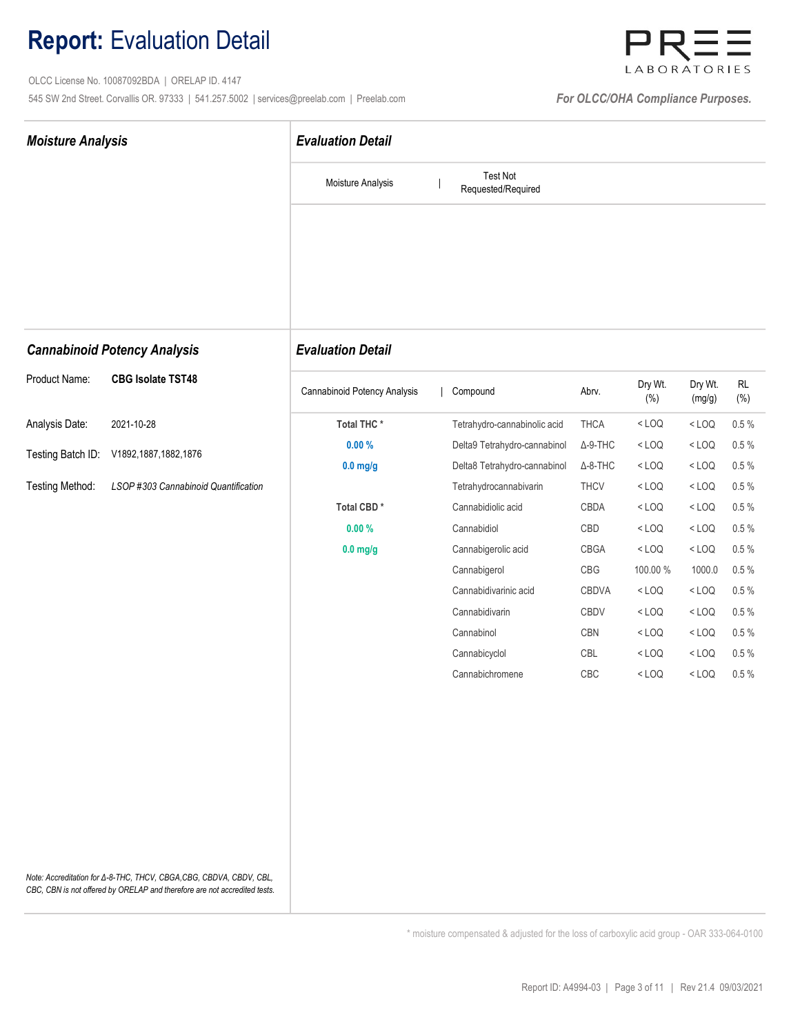# **Report:** Evaluation Detail

OLCC License No. 10087092BDA | ORELAP ID. 4147

545 SW 2nd Street. Corvallis OR. 97333 | 541.257.5002 | services@preelab.com | Preelab.com

PREE LABORATORIES

*For OLCC/OHA Compliance Purposes.*

## *Moisture Analysis*

### *Evaluation Detail*

| Moisture Analysis | Test Not Requested/Required |
|---|---|

## *Cannabinoid Potency Analysis*

Product Name: **CBG Isolate TST48**

Analysis Date: 2021-10-28

Testing Batch ID: V1892,1887,1882,1876

Testing Method: *LSOP #303 Cannabinoid Quantification*

### *Evaluation Detail*

| Cannabinoid Potency Analysis | Compound | Abrv. | Dry Wt. (%) | Dry Wt. (mg/g) | RL (%) |
|---|---|---|---|---|---|
| **Total THC \*** | Tetrahydro-cannabinolic acid | THCA | < LOQ | < LOQ | 0.5 % |
| **0.00 %** | Delta9 Tetrahydro-cannabinol | Δ-9-THC | < LOQ | < LOQ | 0.5 % |
| **0.0 mg/g** | Delta8 Tetrahydro-cannabinol | Δ-8-THC | < LOQ | < LOQ | 0.5 % |
| | Tetrahydrocannabivarin | THCV | < LOQ | < LOQ | 0.5 % |
| **Total CBD \*** | Cannabidiolic acid | CBDA | < LOQ | < LOQ | 0.5 % |
| **0.00 %** | Cannabidiol | CBD | < LOQ | < LOQ | 0.5 % |
| **0.0 mg/g** | Cannabigerolic acid | CBGA | < LOQ | < LOQ | 0.5 % |
| | Cannabigerol | CBG | 100.00 % | 1000.0 | 0.5 % |
| | Cannabidivarinic acid | CBDVA | < LOQ | < LOQ | 0.5 % |
| | Cannabidivarin | CBDV | < LOQ | < LOQ | 0.5 % |
| | Cannabinol | CBN | < LOQ | < LOQ | 0.5 % |
| | Cannabicyclol | CBL | < LOQ | < LOQ | 0.5 % |
| | Cannabichromene | CBC | < LOQ | < LOQ | 0.5 % |

*Note: Accreditation for Δ-8-THC, THCV, CBGA,CBG, CBDVA, CBDV, CBL, CBC, CBN is not offered by ORELAP and therefore are not accredited tests.*

\* moisture compensated & adjusted for the loss of carboxylic acid group - OAR 333-064-0100

Report ID: A4994-03 | Rev 21.4 09/03/2021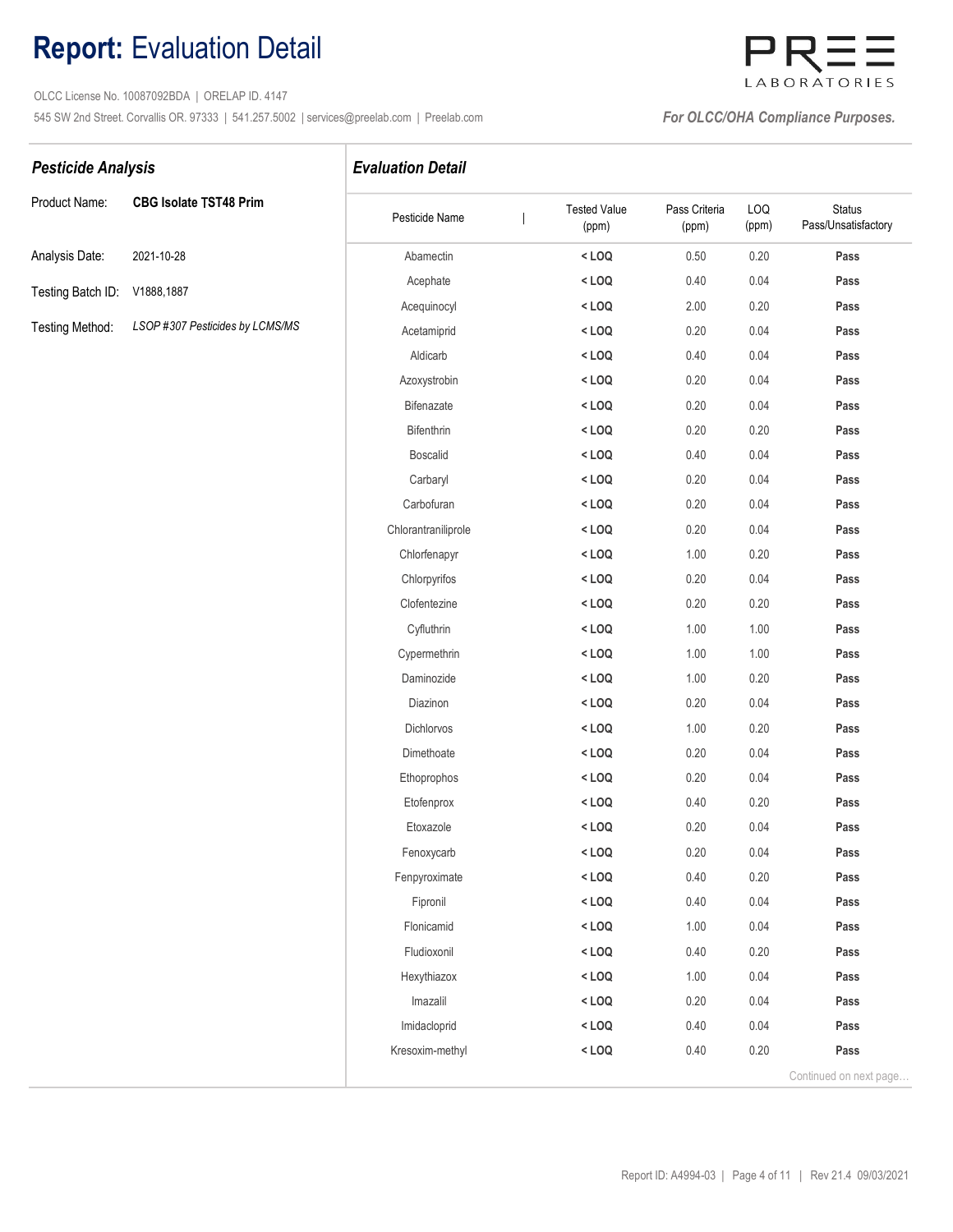# **Report:** Evaluation Detail

OLCC License No. 10087092BDA | ORELAP ID. 4147
545 SW 2nd Street. Corvallis OR. 97333 | 541.257.5002 | services@preelab.com | Preelab.com

PREE LABORATORIES

*For OLCC/OHA Compliance Purposes.*

## *Pesticide Analysis*

Product Name: **CBG Isolate TST48 Prim**

Analysis Date: 2021-10-28

Testing Batch ID: V1888,1887

Testing Method: *LSOP #307 Pesticides by LCMS/MS*

## *Evaluation Detail*

| Pesticide Name | Tested Value (ppm) | Pass Criteria (ppm) | LOQ (ppm) | Status Pass/Unsatisfactory |
|---|---|---|---|---|
| Abamectin | **< LOQ** | 0.50 | 0.20 | **Pass** |
| Acephate | **< LOQ** | 0.40 | 0.04 | **Pass** |
| Acequinocyl | **< LOQ** | 2.00 | 0.20 | **Pass** |
| Acetamiprid | **< LOQ** | 0.20 | 0.04 | **Pass** |
| Aldicarb | **< LOQ** | 0.40 | 0.04 | **Pass** |
| Azoxystrobin | **< LOQ** | 0.20 | 0.04 | **Pass** |
| Bifenazate | **< LOQ** | 0.20 | 0.04 | **Pass** |
| Bifenthrin | **< LOQ** | 0.20 | 0.20 | **Pass** |
| Boscalid | **< LOQ** | 0.40 | 0.04 | **Pass** |
| Carbaryl | **< LOQ** | 0.20 | 0.04 | **Pass** |
| Carbofuran | **< LOQ** | 0.20 | 0.04 | **Pass** |
| Chlorantraniliprole | **< LOQ** | 0.20 | 0.04 | **Pass** |
| Chlorfenapyr | **< LOQ** | 1.00 | 0.20 | **Pass** |
| Chlorpyrifos | **< LOQ** | 0.20 | 0.04 | **Pass** |
| Clofentezine | **< LOQ** | 0.20 | 0.20 | **Pass** |
| Cyfluthrin | **< LOQ** | 1.00 | 1.00 | **Pass** |
| Cypermethrin | **< LOQ** | 1.00 | 1.00 | **Pass** |
| Daminozide | **< LOQ** | 1.00 | 0.20 | **Pass** |
| Diazinon | **< LOQ** | 0.20 | 0.04 | **Pass** |
| Dichlorvos | **< LOQ** | 1.00 | 0.20 | **Pass** |
| Dimethoate | **< LOQ** | 0.20 | 0.04 | **Pass** |
| Ethoprophos | **< LOQ** | 0.20 | 0.04 | **Pass** |
| Etofenprox | **< LOQ** | 0.40 | 0.20 | **Pass** |
| Etoxazole | **< LOQ** | 0.20 | 0.04 | **Pass** |
| Fenoxycarb | **< LOQ** | 0.20 | 0.04 | **Pass** |
| Fenpyroximate | **< LOQ** | 0.40 | 0.20 | **Pass** |
| Fipronil | **< LOQ** | 0.40 | 0.04 | **Pass** |
| Flonicamid | **< LOQ** | 1.00 | 0.04 | **Pass** |
| Fludioxonil | **< LOQ** | 0.40 | 0.20 | **Pass** |
| Hexythiazox | **< LOQ** | 1.00 | 0.04 | **Pass** |
| Imazalil | **< LOQ** | 0.20 | 0.04 | **Pass** |
| Imidacloprid | **< LOQ** | 0.40 | 0.04 | **Pass** |
| Kresoxim-methyl | **< LOQ** | 0.40 | 0.20 | **Pass** |

Continued on next page...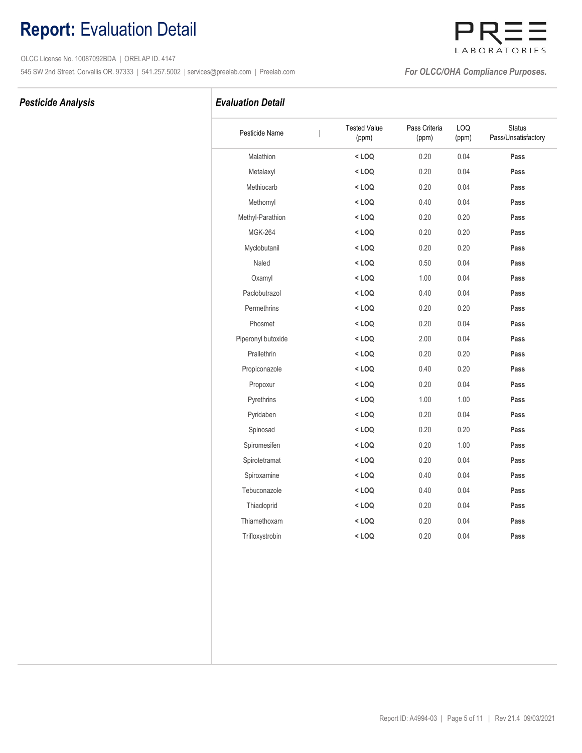# **Report:** Evaluation Detail

OLCC License No. 10087092BDA | ORELAP ID. 4147

545 SW 2nd Street. Corvallis OR. 97333 | 541.257.5002 | services@preelab.com | Preelab.com

*For OLCC/OHA Compliance Purposes.*

## *Pesticide Analysis*

## *Evaluation Detail*

| Pesticide Name | Tested Value (ppm) | Pass Criteria (ppm) | LOQ (ppm) | Status Pass/Unsatisfactory |
|---|---|---|---|---|
| Malathion | **< LOQ** | 0.20 | 0.04 | **Pass** |
| Metalaxyl | **< LOQ** | 0.20 | 0.04 | **Pass** |
| Methiocarb | **< LOQ** | 0.20 | 0.04 | **Pass** |
| Methomyl | **< LOQ** | 0.40 | 0.04 | **Pass** |
| Methyl-Parathion | **< LOQ** | 0.20 | 0.20 | **Pass** |
| MGK-264 | **< LOQ** | 0.20 | 0.20 | **Pass** |
| Myclobutanil | **< LOQ** | 0.20 | 0.20 | **Pass** |
| Naled | **< LOQ** | 0.50 | 0.04 | **Pass** |
| Oxamyl | **< LOQ** | 1.00 | 0.04 | **Pass** |
| Paclobutrazol | **< LOQ** | 0.40 | 0.04 | **Pass** |
| Permethrins | **< LOQ** | 0.20 | 0.20 | **Pass** |
| Phosmet | **< LOQ** | 0.20 | 0.04 | **Pass** |
| Piperonyl butoxide | **< LOQ** | 2.00 | 0.04 | **Pass** |
| Prallethrin | **< LOQ** | 0.20 | 0.20 | **Pass** |
| Propiconazole | **< LOQ** | 0.40 | 0.20 | **Pass** |
| Propoxur | **< LOQ** | 0.20 | 0.04 | **Pass** |
| Pyrethrins | **< LOQ** | 1.00 | 1.00 | **Pass** |
| Pyridaben | **< LOQ** | 0.20 | 0.04 | **Pass** |
| Spinosad | **< LOQ** | 0.20 | 0.20 | **Pass** |
| Spiromesifen | **< LOQ** | 0.20 | 1.00 | **Pass** |
| Spirotetramat | **< LOQ** | 0.20 | 0.04 | **Pass** |
| Spiroxamine | **< LOQ** | 0.40 | 0.04 | **Pass** |
| Tebuconazole | **< LOQ** | 0.40 | 0.04 | **Pass** |
| Thiacloprid | **< LOQ** | 0.20 | 0.04 | **Pass** |
| Thiamethoxam | **< LOQ** | 0.20 | 0.04 | **Pass** |
| Trifloxystrobin | **< LOQ** | 0.20 | 0.04 | **Pass** |

Report ID: A4994-03 | Rev 21.4 09/03/2021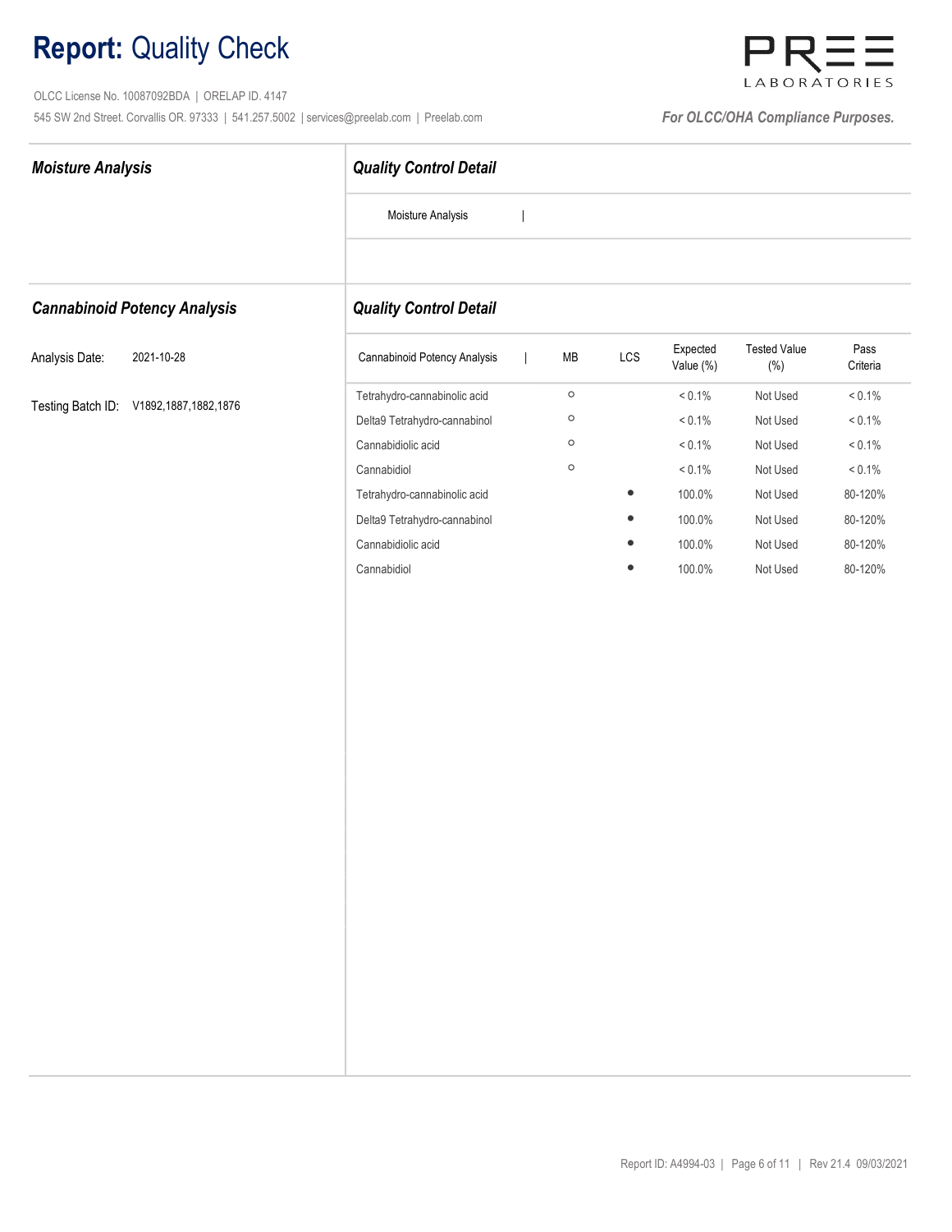# **Report:** Quality Check

OLCC License No. 10087092BDA | ORELAP ID. 4147

545 SW 2nd Street. Corvallis OR. 97333 | 541.257.5002 | services@preelab.com | Preelab.com

*For OLCC/OHA Compliance Purposes.*

## *Moisture Analysis*

### *Quality Control Detail*

| Moisture Analysis |
|---|

## *Cannabinoid Potency Analysis*

Analysis Date: 2021-10-28

Testing Batch ID: V1892,1887,1882,1876

### *Quality Control Detail*

| Cannabinoid Potency Analysis | MB | LCS | Expected Value (%) | Tested Value (%) | Pass Criteria |
|---|---|---|---|---|---|
| Tetrahydro-cannabinolic acid | ○ | | < 0.1% | Not Used | < 0.1% |
| Delta9 Tetrahydro-cannabinol | ○ | | < 0.1% | Not Used | < 0.1% |
| Cannabidiolic acid | ○ | | < 0.1% | Not Used | < 0.1% |
| Cannabidiol | ○ | | < 0.1% | Not Used | < 0.1% |
| Tetrahydro-cannabinolic acid | | ● | 100.0% | Not Used | 80-120% |
| Delta9 Tetrahydro-cannabinol | | ● | 100.0% | Not Used | 80-120% |
| Cannabidiolic acid | | ● | 100.0% | Not Used | 80-120% |
| Cannabidiol | | ● | 100.0% | Not Used | 80-120% |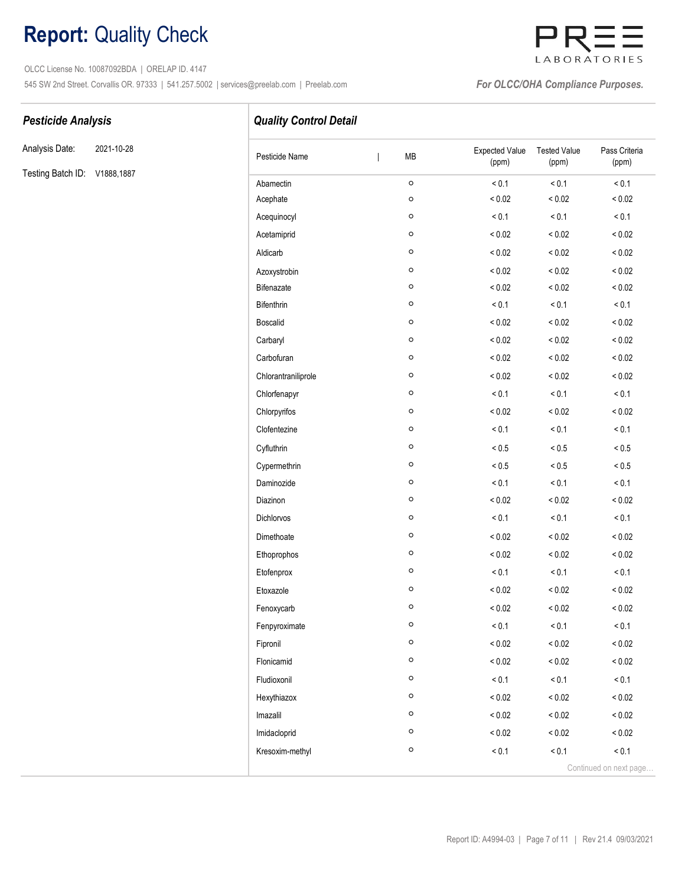# **Report:** Quality Check

OLCC License No. 10087092BDA | ORELAP ID. 4147

545 SW 2nd Street. Corvallis OR. 97333 | 541.257.5002 | services@preelab.com | Preelab.com

PREE LABORATORIES

*For OLCC/OHA Compliance Purposes.*

## *Pesticide Analysis*

Analysis Date: 2021-10-28

Testing Batch ID: V1888,1887

## *Quality Control Detail*

| Pesticide Name | MB | Expected Value (ppm) | Tested Value (ppm) | Pass Criteria (ppm) |
|---|---|---|---|---|
| Abamectin | ○ | < 0.1 | < 0.1 | < 0.1 |
| Acephate | ○ | < 0.02 | < 0.02 | < 0.02 |
| Acequinocyl | ○ | < 0.1 | < 0.1 | < 0.1 |
| Acetamiprid | ○ | < 0.02 | < 0.02 | < 0.02 |
| Aldicarb | ○ | < 0.02 | < 0.02 | < 0.02 |
| Azoxystrobin | ○ | < 0.02 | < 0.02 | < 0.02 |
| Bifenazate | ○ | < 0.02 | < 0.02 | < 0.02 |
| Bifenthrin | ○ | < 0.1 | < 0.1 | < 0.1 |
| Boscalid | ○ | < 0.02 | < 0.02 | < 0.02 |
| Carbaryl | ○ | < 0.02 | < 0.02 | < 0.02 |
| Carbofuran | ○ | < 0.02 | < 0.02 | < 0.02 |
| Chlorantraniliprole | ○ | < 0.02 | < 0.02 | < 0.02 |
| Chlorfenapyr | ○ | < 0.1 | < 0.1 | < 0.1 |
| Chlorpyrifos | ○ | < 0.02 | < 0.02 | < 0.02 |
| Clofentezine | ○ | < 0.1 | < 0.1 | < 0.1 |
| Cyfluthrin | ○ | < 0.5 | < 0.5 | < 0.5 |
| Cypermethrin | ○ | < 0.5 | < 0.5 | < 0.5 |
| Daminozide | ○ | < 0.1 | < 0.1 | < 0.1 |
| Diazinon | ○ | < 0.02 | < 0.02 | < 0.02 |
| Dichlorvos | ○ | < 0.1 | < 0.1 | < 0.1 |
| Dimethoate | ○ | < 0.02 | < 0.02 | < 0.02 |
| Ethoprophos | ○ | < 0.02 | < 0.02 | < 0.02 |
| Etofenprox | ○ | < 0.1 | < 0.1 | < 0.1 |
| Etoxazole | ○ | < 0.02 | < 0.02 | < 0.02 |
| Fenoxycarb | ○ | < 0.02 | < 0.02 | < 0.02 |
| Fenpyroximate | ○ | < 0.1 | < 0.1 | < 0.1 |
| Fipronil | ○ | < 0.02 | < 0.02 | < 0.02 |
| Flonicamid | ○ | < 0.02 | < 0.02 | < 0.02 |
| Fludioxonil | ○ | < 0.1 | < 0.1 | < 0.1 |
| Hexythiazox | ○ | < 0.02 | < 0.02 | < 0.02 |
| Imazalil | ○ | < 0.02 | < 0.02 | < 0.02 |
| Imidacloprid | ○ | < 0.02 | < 0.02 | < 0.02 |
| Kresoxim-methyl | ○ | < 0.1 | < 0.1 | < 0.1 |

Continued on next page…

Report ID: A4994-03 | Rev 21.4 09/03/2021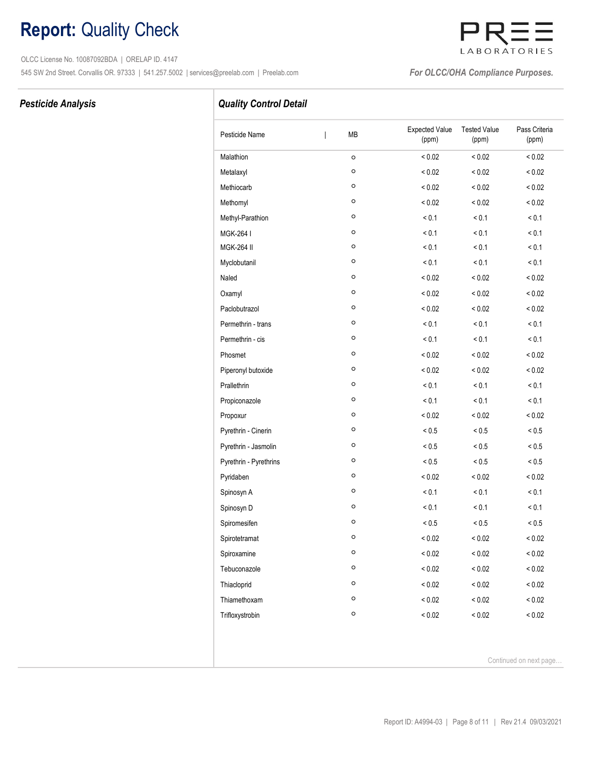# **Report:** Quality Check

OLCC License No. 10087092BDA | ORELAP ID. 4147

545 SW 2nd Street. Corvallis OR. 97333 | 541.257.5002 | services@preelab.com | Preelab.com

PREE LABORATORIES

*For OLCC/OHA Compliance Purposes.*

## *Pesticide Analysis*

### *Quality Control Detail*

| Pesticide Name | MB | Expected Value (ppm) | Tested Value (ppm) | Pass Criteria (ppm) |
|---|---|---|---|---|
| Malathion | ο | < 0.02 | < 0.02 | < 0.02 |
| Metalaxyl | ο | < 0.02 | < 0.02 | < 0.02 |
| Methiocarb | ο | < 0.02 | < 0.02 | < 0.02 |
| Methomyl | ο | < 0.02 | < 0.02 | < 0.02 |
| Methyl-Parathion | ο | < 0.1 | < 0.1 | < 0.1 |
| MGK-264 I | ο | < 0.1 | < 0.1 | < 0.1 |
| MGK-264 II | ο | < 0.1 | < 0.1 | < 0.1 |
| Myclobutanil | ο | < 0.1 | < 0.1 | < 0.1 |
| Naled | ο | < 0.02 | < 0.02 | < 0.02 |
| Oxamyl | ο | < 0.02 | < 0.02 | < 0.02 |
| Paclobutrazol | ο | < 0.02 | < 0.02 | < 0.02 |
| Permethrin - trans | ο | < 0.1 | < 0.1 | < 0.1 |
| Permethrin - cis | ο | < 0.1 | < 0.1 | < 0.1 |
| Phosmet | ο | < 0.02 | < 0.02 | < 0.02 |
| Piperonyl butoxide | ο | < 0.02 | < 0.02 | < 0.02 |
| Prallethrin | ο | < 0.1 | < 0.1 | < 0.1 |
| Propiconazole | ο | < 0.1 | < 0.1 | < 0.1 |
| Propoxur | ο | < 0.02 | < 0.02 | < 0.02 |
| Pyrethrin - Cinerin | ο | < 0.5 | < 0.5 | < 0.5 |
| Pyrethrin - Jasmolin | ο | < 0.5 | < 0.5 | < 0.5 |
| Pyrethrin - Pyrethrins | ο | < 0.5 | < 0.5 | < 0.5 |
| Pyridaben | ο | < 0.02 | < 0.02 | < 0.02 |
| Spinosyn A | ο | < 0.1 | < 0.1 | < 0.1 |
| Spinosyn D | ο | < 0.1 | < 0.1 | < 0.1 |
| Spiromesifen | ο | < 0.5 | < 0.5 | < 0.5 |
| Spirotetramat | ο | < 0.02 | < 0.02 | < 0.02 |
| Spiroxamine | ο | < 0.02 | < 0.02 | < 0.02 |
| Tebuconazole | ο | < 0.02 | < 0.02 | < 0.02 |
| Thiacloprid | ο | < 0.02 | < 0.02 | < 0.02 |
| Thiamethoxam | ο | < 0.02 | < 0.02 | < 0.02 |
| Trifloxystrobin | ο | < 0.02 | < 0.02 | < 0.02 |

Continued on next page…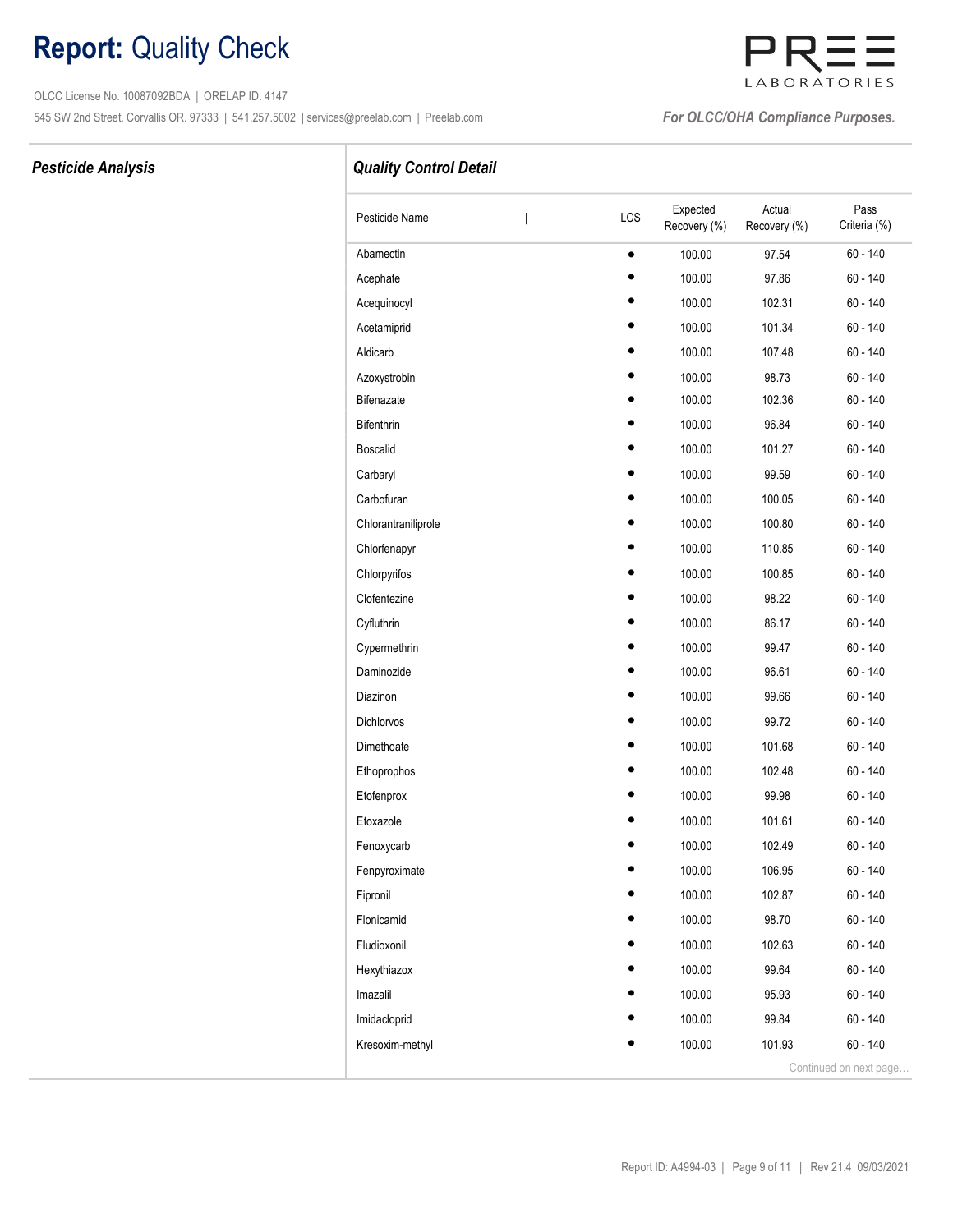# **Report:** Quality Check

OLCC License No. 10087092BDA | ORELAP ID. 4147

545 SW 2nd Street. Corvallis OR. 97333 | 541.257.5002 | services@preelab.com | Preelab.com

*For OLCC/OHA Compliance Purposes.*

***Pesticide Analysis***

***Quality Control Detail***

| Pesticide Name | LCS | Expected Recovery (%) | Actual Recovery (%) | Pass Criteria (%) |
|---|---|---|---|---|
| Abamectin | • | 100.00 | 97.54 | 60 - 140 |
| Acephate | • | 100.00 | 97.86 | 60 - 140 |
| Acequinocyl | • | 100.00 | 102.31 | 60 - 140 |
| Acetamiprid | • | 100.00 | 101.34 | 60 - 140 |
| Aldicarb | • | 100.00 | 107.48 | 60 - 140 |
| Azoxystrobin | • | 100.00 | 98.73 | 60 - 140 |
| Bifenazate | • | 100.00 | 102.36 | 60 - 140 |
| Bifenthrin | • | 100.00 | 96.84 | 60 - 140 |
| Boscalid | • | 100.00 | 101.27 | 60 - 140 |
| Carbaryl | • | 100.00 | 99.59 | 60 - 140 |
| Carbofuran | • | 100.00 | 100.05 | 60 - 140 |
| Chlorantraniliprole | • | 100.00 | 100.80 | 60 - 140 |
| Chlorfenapyr | • | 100.00 | 110.85 | 60 - 140 |
| Chlorpyrifos | • | 100.00 | 100.85 | 60 - 140 |
| Clofentezine | • | 100.00 | 98.22 | 60 - 140 |
| Cyfluthrin | • | 100.00 | 86.17 | 60 - 140 |
| Cypermethrin | • | 100.00 | 99.47 | 60 - 140 |
| Daminozide | • | 100.00 | 96.61 | 60 - 140 |
| Diazinon | • | 100.00 | 99.66 | 60 - 140 |
| Dichlorvos | • | 100.00 | 99.72 | 60 - 140 |
| Dimethoate | • | 100.00 | 101.68 | 60 - 140 |
| Ethoprophos | • | 100.00 | 102.48 | 60 - 140 |
| Etofenprox | • | 100.00 | 99.98 | 60 - 140 |
| Etoxazole | • | 100.00 | 101.61 | 60 - 140 |
| Fenoxycarb | • | 100.00 | 102.49 | 60 - 140 |
| Fenpyroximate | • | 100.00 | 106.95 | 60 - 140 |
| Fipronil | • | 100.00 | 102.87 | 60 - 140 |
| Flonicamid | • | 100.00 | 98.70 | 60 - 140 |
| Fludioxonil | • | 100.00 | 102.63 | 60 - 140 |
| Hexythiazox | • | 100.00 | 99.64 | 60 - 140 |
| Imazalil | • | 100.00 | 95.93 | 60 - 140 |
| Imidacloprid | • | 100.00 | 99.84 | 60 - 140 |
| Kresoxim-methyl | • | 100.00 | 101.93 | 60 - 140 |

Continued on next page…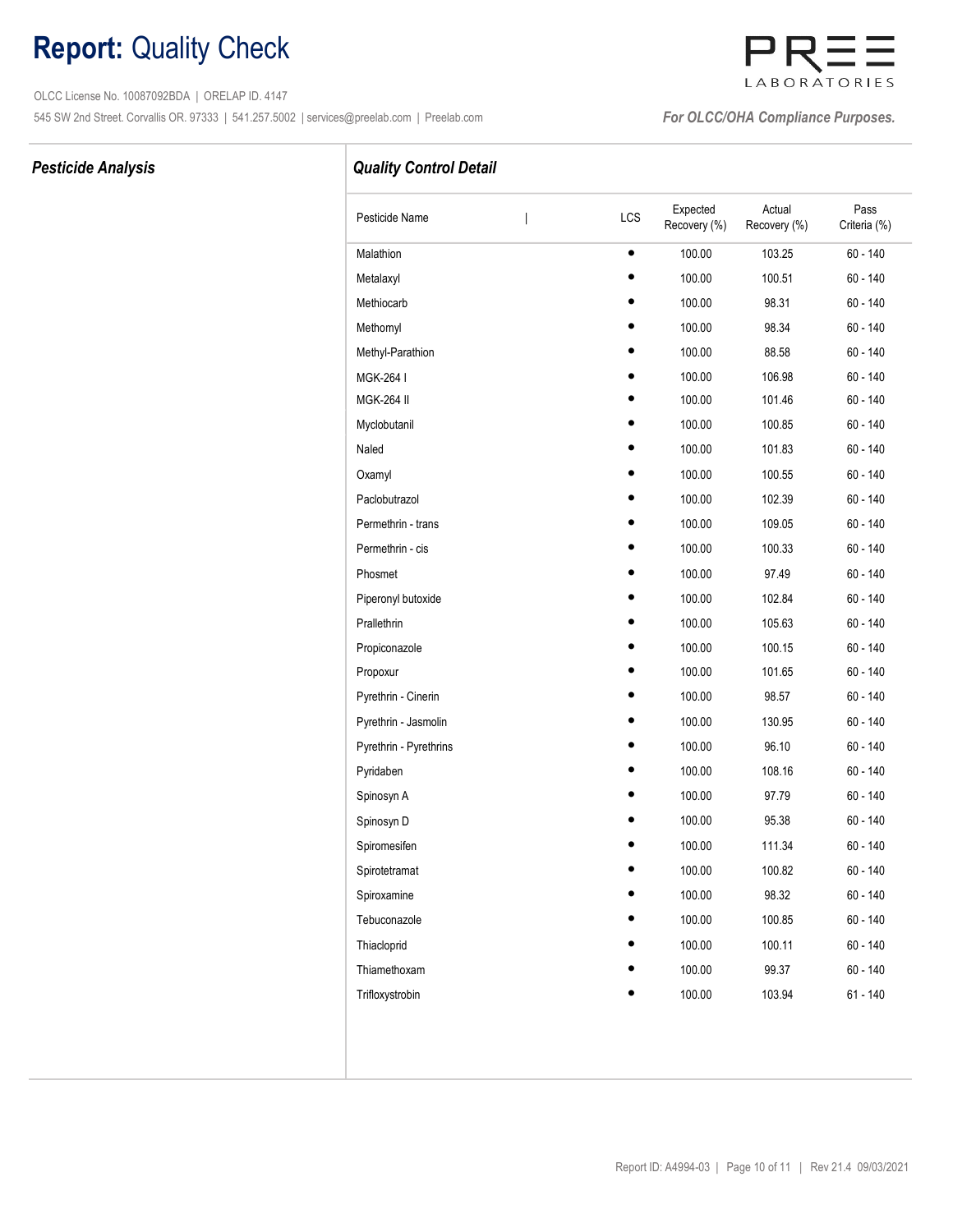# **Report:** Quality Check

OLCC License No. 10087092BDA | ORELAP ID. 4147

545 SW 2nd Street. Corvallis OR. 97333 | 541.257.5002 | services@preelab.com | Preelab.com

*For OLCC/OHA Compliance Purposes.*

## *Pesticide Analysis*

## *Quality Control Detail*

| Pesticide Name | LCS | Expected Recovery (%) | Actual Recovery (%) | Pass Criteria (%) |
|---|---|---|---|---|
| Malathion | • | 100.00 | 103.25 | 60 - 140 |
| Metalaxyl | • | 100.00 | 100.51 | 60 - 140 |
| Methiocarb | • | 100.00 | 98.31 | 60 - 140 |
| Methomyl | • | 100.00 | 98.34 | 60 - 140 |
| Methyl-Parathion | • | 100.00 | 88.58 | 60 - 140 |
| MGK-264 I | • | 100.00 | 106.98 | 60 - 140 |
| MGK-264 II | • | 100.00 | 101.46 | 60 - 140 |
| Myclobutanil | • | 100.00 | 100.85 | 60 - 140 |
| Naled | • | 100.00 | 101.83 | 60 - 140 |
| Oxamyl | • | 100.00 | 100.55 | 60 - 140 |
| Paclobutrazol | • | 100.00 | 102.39 | 60 - 140 |
| Permethrin - trans | • | 100.00 | 109.05 | 60 - 140 |
| Permethrin - cis | • | 100.00 | 100.33 | 60 - 140 |
| Phosmet | • | 100.00 | 97.49 | 60 - 140 |
| Piperonyl butoxide | • | 100.00 | 102.84 | 60 - 140 |
| Prallethrin | • | 100.00 | 105.63 | 60 - 140 |
| Propiconazole | • | 100.00 | 100.15 | 60 - 140 |
| Propoxur | • | 100.00 | 101.65 | 60 - 140 |
| Pyrethrin - Cinerin | • | 100.00 | 98.57 | 60 - 140 |
| Pyrethrin - Jasmolin | • | 100.00 | 130.95 | 60 - 140 |
| Pyrethrin - Pyrethrins | • | 100.00 | 96.10 | 60 - 140 |
| Pyridaben | • | 100.00 | 108.16 | 60 - 140 |
| Spinosyn A | • | 100.00 | 97.79 | 60 - 140 |
| Spinosyn D | • | 100.00 | 95.38 | 60 - 140 |
| Spiromesifen | • | 100.00 | 111.34 | 60 - 140 |
| Spirotetramat | • | 100.00 | 100.82 | 60 - 140 |
| Spiroxamine | • | 100.00 | 98.32 | 60 - 140 |
| Tebuconazole | • | 100.00 | 100.85 | 60 - 140 |
| Thiacloprid | • | 100.00 | 100.11 | 60 - 140 |
| Thiamethoxam | • | 100.00 | 99.37 | 60 - 140 |
| Trifloxystrobin | • | 100.00 | 103.94 | 61 - 140 |

Report ID: A4994-03 | Rev 21.4 09/03/2021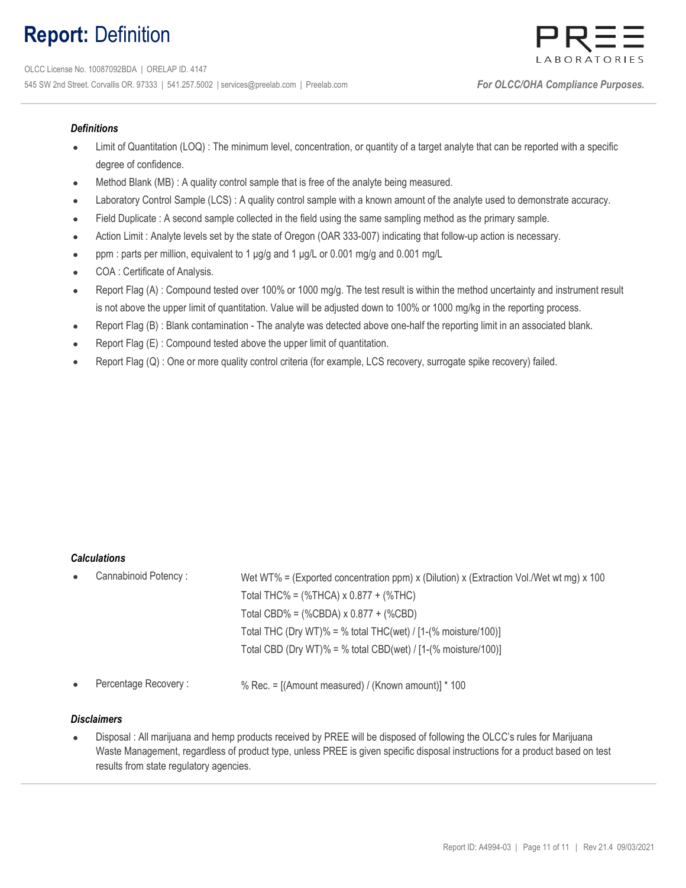# **Report:** Definition

OLCC License No. 10087092BDA | ORELAP ID. 4147
545 SW 2nd Street. Corvallis OR. 97333 | 541.257.5002 | services@preelab.com | Preelab.com

*For OLCC/OHA Compliance Purposes.*

### *Definitions*

- Limit of Quantitation (LOQ) : The minimum level, concentration, or quantity of a target analyte that can be reported with a specific degree of confidence.
- Method Blank (MB) : A quality control sample that is free of the analyte being measured.
- Laboratory Control Sample (LCS) : A quality control sample with a known amount of the analyte used to demonstrate accuracy.
- Field Duplicate : A second sample collected in the field using the same sampling method as the primary sample.
- Action Limit : Analyte levels set by the state of Oregon (OAR 333-007) indicating that follow-up action is necessary.
- ppm : parts per million, equivalent to 1 µg/g and 1 µg/L or 0.001 mg/g and 0.001 mg/L
- COA : Certificate of Analysis.
- Report Flag (A) : Compound tested over 100% or 1000 mg/g. The test result is within the method uncertainty and instrument result is not above the upper limit of quantitation. Value will be adjusted down to 100% or 1000 mg/kg in the reporting process.
- Report Flag (B) : Blank contamination - The analyte was detected above one-half the reporting limit in an associated blank.
- Report Flag (E) : Compound tested above the upper limit of quantitation.
- Report Flag (Q) : One or more quality control criteria (for example, LCS recovery, surrogate spike recovery) failed.

### *Calculations*

- Cannabinoid Potency :
  - Wet WT% = (Exported concentration ppm) x (Dilution) x (Extraction Vol./Wet wt mg) x 100
  - Total THC% = (%THCA) x 0.877 + (%THC)
  - Total CBD% = (%CBDA) x 0.877 + (%CBD)
  - Total THC (Dry WT)% = % total THC(wet) / [1-(% moisture/100)]
  - Total CBD (Dry WT)% = % total CBD(wet) / [1-(% moisture/100)]
- Percentage Recovery :
  - % Rec. = [(Amount measured) / (Known amount)] * 100

### *Disclaimers*

- Disposal : All marijuana and hemp products received by PREE will be disposed of following the OLCC's rules for Marijuana Waste Management, regardless of product type, unless PREE is given specific disposal instructions for a product based on test results from state regulatory agencies.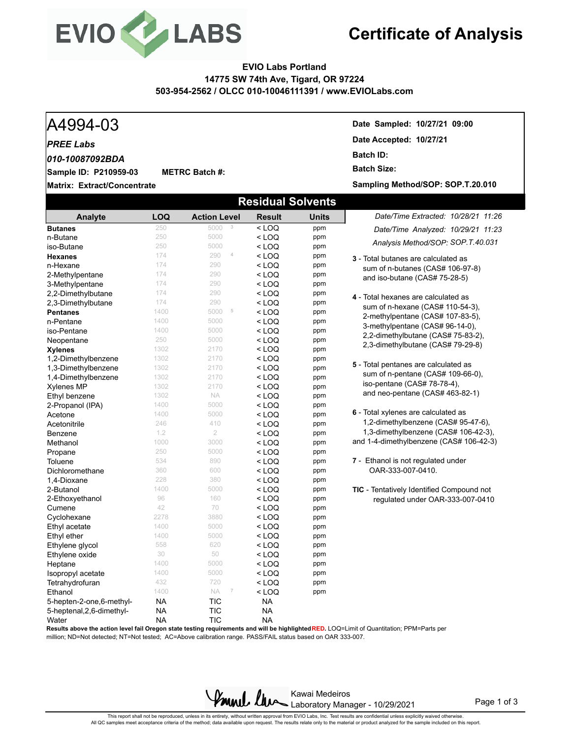# EVIO LABS

# Certificate of Analysis

**EVIO Labs Portland**
**14775 SW 74th Ave, Tigard, OR 97224**
**503-954-2562 / OLCC 010-10046111391 / www.EVIOLabs.com**

## A4994-03

***PREE Labs***

***010-10087092BDA***

**Sample ID: P210959-03** **METRC Batch #:**

**Matrix: Extract/Concentrate**

**Date Sampled: 10/27/21 09:00**

**Date Accepted: 10/27/21**

**Batch ID:**

**Batch Size:**

**Sampling Method/SOP: SOP.T.20.010**

## Residual Solvents

| Analyte | LOQ | Action Level | Result | Units |
|---|---|---|---|---|
| **Butanes** | 250 | 5000 [3] | < LOQ | ppm |
| n-Butane | 250 | 5000 | < LOQ | ppm |
| iso-Butane | 250 | 5000 | < LOQ | ppm |
| **Hexanes** | 174 | 290 [4] | < LOQ | ppm |
| n-Hexane | 174 | 290 | < LOQ | ppm |
| 2-Methylpentane | 174 | 290 | < LOQ | ppm |
| 3-Methylpentane | 174 | 290 | < LOQ | ppm |
| 2,2-Dimethylbutane | 174 | 290 | < LOQ | ppm |
| 2,3-Dimethylbutane | 174 | 290 | < LOQ | ppm |
| **Pentanes** | 1400 | 5000 [5] | < LOQ | ppm |
| n-Pentane | 1400 | 5000 | < LOQ | ppm |
| iso-Pentane | 1400 | 5000 | < LOQ | ppm |
| Neopentane | 250 | 5000 | < LOQ | ppm |
| **Xylenes** | 1302 | 2170 | < LOQ | ppm |
| 1,2-Dimethylbenzene | 1302 | 2170 | < LOQ | ppm |
| 1,3-Dimethylbenzene | 1302 | 2170 | < LOQ | ppm |
| 1,4-Dimethylbenzene | 1302 | 2170 | < LOQ | ppm |
| Xylenes MP | 1302 | 2170 | < LOQ | ppm |
| Ethyl benzene | 1302 | NA | < LOQ | ppm |
| 2-Propanol (IPA) | 1400 | 5000 | < LOQ | ppm |
| Acetone | 1400 | 5000 | < LOQ | ppm |
| Acetonitrile | 246 | 410 | < LOQ | ppm |
| Benzene | 1.2 | 2 | < LOQ | ppm |
| Methanol | 1000 | 3000 | < LOQ | ppm |
| Propane | 250 | 5000 | < LOQ | ppm |
| Toluene | 534 | 890 | < LOQ | ppm |
| Dichloromethane | 360 | 600 | < LOQ | ppm |
| 1,4-Dioxane | 228 | 380 | < LOQ | ppm |
| 2-Butanol | 1400 | 5000 | < LOQ | ppm |
| 2-Ethoxyethanol | 96 | 160 | < LOQ | ppm |
| Cumene | 42 | 70 | < LOQ | ppm |
| Cyclohexane | 2278 | 3880 | < LOQ | ppm |
| Ethyl acetate | 1400 | 5000 | < LOQ | ppm |
| Ethyl ether | 1400 | 5000 | < LOQ | ppm |
| Ethylene glycol | 558 | 620 | < LOQ | ppm |
| Ethylene oxide | 30 | 50 | < LOQ | ppm |
| Heptane | 1400 | 5000 | < LOQ | ppm |
| Isopropyl acetate | 1400 | 5000 | < LOQ | ppm |
| Tetrahydrofuran | 432 | 720 | < LOQ | ppm |
| Ethanol | 1400 | NA [7] | < LOQ | ppm |
| 5-hepten-2-one,6-methyl- | NA | TIC | NA | |
| 5-heptenal,2,6-dimethyl- | NA | TIC | NA | |
| Water | NA | TIC | NA | |

*Date/Time Extracted: 10/28/21 11:26*

*Date/Time Analyzed: 10/29/21 11:23*

*Analysis Method/SOP: SOP.T.40.031*

**3** - Total butanes are calculated as sum of n-butanes (CAS# 106-97-8) and iso-butane (CAS# 75-28-5)

**4** - Total hexanes are calculated as sum of n-hexane (CAS# 110-54-3), 2-methylpentane (CAS# 107-83-5), 3-methylpentane (CAS# 96-14-0), 2,2-dimethylbutane (CAS# 75-83-2), 2,3-dimethylbutane (CAS# 79-29-8)

**5** - Total pentanes are calculated as sum of n-pentane (CAS# 109-66-0), iso-pentane (CAS# 78-78-4), and neo-pentane (CAS# 463-82-1)

**6** - Total xylenes are calculated as 1,2-dimethylbenzene (CAS# 95-47-6), 1,3-dimethylbenzene (CAS# 106-42-3), and 1-4-dimethylbenzene (CAS# 106-42-3)

**7** - Ethanol is not regulated under OAR-333-007-0410.

**TIC** - Tentatively Identified Compound not regulated under OAR-333-007-0410

**Results above the action level fail Oregon state testing requirements and will be highlighted RED.** LOQ=Limit of Quantitation; PPM=Parts per million; ND=Not detected; NT=Not tested; AC=Above calibration range. PASS/FAIL status based on OAR 333-007.

Kawai Medeiros
Laboratory Manager - 10/29/2021

This report shall not be reproduced, unless in its entirety, without written approval from EVIO Labs, Inc. Test results are confidential unless explicitly waived otherwise.
All QC samples meet acceptance criteria of the method; data available upon request. The results relate only to the material or product analyzed for the sample included on this report.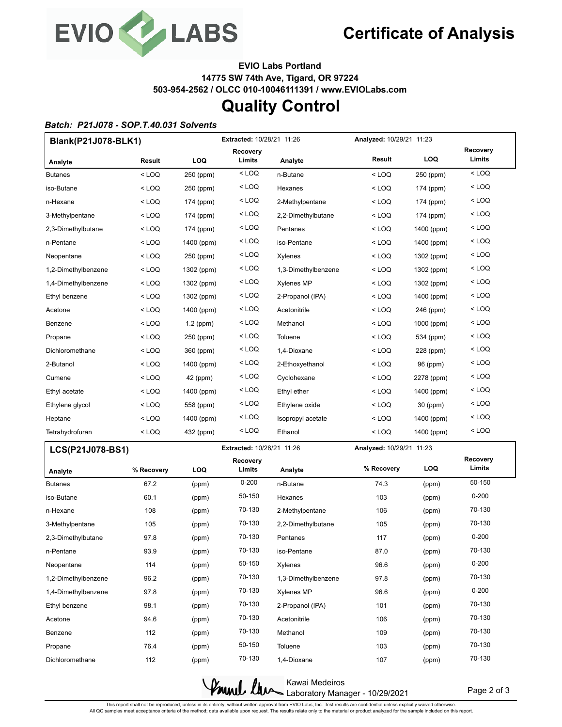# Certificate of Analysis

**EVIO Labs Portland**
**14775 SW 74th Ave, Tigard, OR 97224**
**503-954-2562 / OLCC 010-10046111391 / www.EVIOLabs.com**

# Quality Control

***Batch: P21J078 - SOP.T.40.031 Solvents***

**Blank(P21J078-BLK1)** — **Extracted:** 10/28/21 11:26 — **Analyzed:** 10/29/21 11:23

| Analyte | Result | LOQ | Recovery Limits | Analyte | Result | LOQ | Recovery Limits |
|---|---|---|---|---|---|---|---|
| Butanes | < LOQ | 250 (ppm) | < LOQ | n-Butane | < LOQ | 250 (ppm) | < LOQ |
| iso-Butane | < LOQ | 250 (ppm) | < LOQ | Hexanes | < LOQ | 174 (ppm) | < LOQ |
| n-Hexane | < LOQ | 174 (ppm) | < LOQ | 2-Methylpentane | < LOQ | 174 (ppm) | < LOQ |
| 3-Methylpentane | < LOQ | 174 (ppm) | < LOQ | 2,2-Dimethylbutane | < LOQ | 174 (ppm) | < LOQ |
| 2,3-Dimethylbutane | < LOQ | 174 (ppm) | < LOQ | Pentanes | < LOQ | 1400 (ppm) | < LOQ |
| n-Pentane | < LOQ | 1400 (ppm) | < LOQ | iso-Pentane | < LOQ | 1400 (ppm) | < LOQ |
| Neopentane | < LOQ | 250 (ppm) | < LOQ | Xylenes | < LOQ | 1302 (ppm) | < LOQ |
| 1,2-Dimethylbenzene | < LOQ | 1302 (ppm) | < LOQ | 1,3-Dimethylbenzene | < LOQ | 1302 (ppm) | < LOQ |
| 1,4-Dimethylbenzene | < LOQ | 1302 (ppm) | < LOQ | Xylenes MP | < LOQ | 1302 (ppm) | < LOQ |
| Ethyl benzene | < LOQ | 1302 (ppm) | < LOQ | 2-Propanol (IPA) | < LOQ | 1400 (ppm) | < LOQ |
| Acetone | < LOQ | 1400 (ppm) | < LOQ | Acetonitrile | < LOQ | 246 (ppm) | < LOQ |
| Benzene | < LOQ | 1.2 (ppm) | < LOQ | Methanol | < LOQ | 1000 (ppm) | < LOQ |
| Propane | < LOQ | 250 (ppm) | < LOQ | Toluene | < LOQ | 534 (ppm) | < LOQ |
| Dichloromethane | < LOQ | 360 (ppm) | < LOQ | 1,4-Dioxane | < LOQ | 228 (ppm) | < LOQ |
| 2-Butanol | < LOQ | 1400 (ppm) | < LOQ | 2-Ethoxyethanol | < LOQ | 96 (ppm) | < LOQ |
| Cumene | < LOQ | 42 (ppm) | < LOQ | Cyclohexane | < LOQ | 2278 (ppm) | < LOQ |
| Ethyl acetate | < LOQ | 1400 (ppm) | < LOQ | Ethyl ether | < LOQ | 1400 (ppm) | < LOQ |
| Ethylene glycol | < LOQ | 558 (ppm) | < LOQ | Ethylene oxide | < LOQ | 30 (ppm) | < LOQ |
| Heptane | < LOQ | 1400 (ppm) | < LOQ | Isopropyl acetate | < LOQ | 1400 (ppm) | < LOQ |
| Tetrahydrofuran | < LOQ | 432 (ppm) | < LOQ | Ethanol | < LOQ | 1400 (ppm) | < LOQ |

**LCS(P21J078-BS1)** — **Extracted:** 10/28/21 11:26 — **Analyzed:** 10/29/21 11:23

| Analyte | % Recovery | LOQ | Recovery Limits | Analyte | % Recovery | LOQ | Recovery Limits |
|---|---|---|---|---|---|---|---|
| Butanes | 67.2 | (ppm) | 0-200 | n-Butane | 74.3 | (ppm) | 50-150 |
| iso-Butane | 60.1 | (ppm) | 50-150 | Hexanes | 103 | (ppm) | 0-200 |
| n-Hexane | 108 | (ppm) | 70-130 | 2-Methylpentane | 106 | (ppm) | 70-130 |
| 3-Methylpentane | 105 | (ppm) | 70-130 | 2,2-Dimethylbutane | 105 | (ppm) | 70-130 |
| 2,3-Dimethylbutane | 97.8 | (ppm) | 70-130 | Pentanes | 117 | (ppm) | 0-200 |
| n-Pentane | 93.9 | (ppm) | 70-130 | iso-Pentane | 87.0 | (ppm) | 70-130 |
| Neopentane | 114 | (ppm) | 50-150 | Xylenes | 96.6 | (ppm) | 0-200 |
| 1,2-Dimethylbenzene | 96.2 | (ppm) | 70-130 | 1,3-Dimethylbenzene | 97.8 | (ppm) | 70-130 |
| 1,4-Dimethylbenzene | 97.8 | (ppm) | 70-130 | Xylenes MP | 96.6 | (ppm) | 0-200 |
| Ethyl benzene | 98.1 | (ppm) | 70-130 | 2-Propanol (IPA) | 101 | (ppm) | 70-130 |
| Acetone | 94.6 | (ppm) | 70-130 | Acetonitrile | 106 | (ppm) | 70-130 |
| Benzene | 112 | (ppm) | 70-130 | Methanol | 109 | (ppm) | 70-130 |
| Propane | 76.4 | (ppm) | 50-150 | Toluene | 103 | (ppm) | 70-130 |
| Dichloromethane | 112 | (ppm) | 70-130 | 1,4-Dioxane | 107 | (ppm) | 70-130 |

Kawai Medeiros
Laboratory Manager - 10/29/2021

This report shall not be reproduced, unless in its entirety, without written approval from EVIO Labs, Inc. Test results are confidential unless explicitly waived otherwise.
All QC samples meet acceptance criteria of the method; data available upon request. The results relate only to the material or product analyzed for the sample included on this report.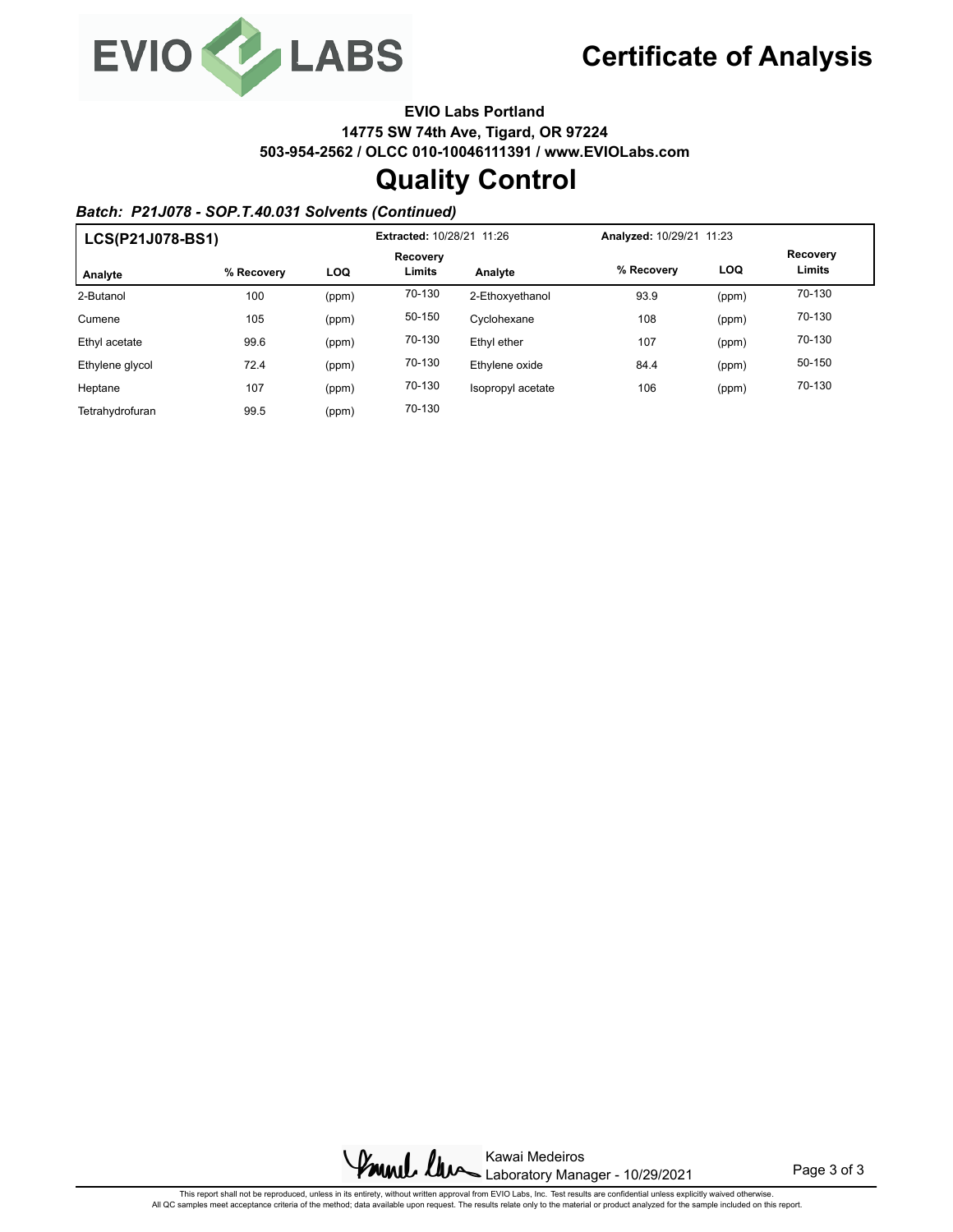# Certificate of Analysis

**EVIO Labs Portland**
**14775 SW 74th Ave, Tigard, OR 97224**
**503-954-2562 / OLCC 010-10046111391 / www.EVIOLabs.com**

# Quality Control

***Batch: P21J078 - SOP.T.40.031 Solvents (Continued)***

| **LCS(P21J078-BS1)** | | | **Extracted:** 10/28/21 11:26 | | **Analyzed:** 10/29/21 11:23 | | |
|---|---|---|---|---|---|---|---|
| **Analyte** | **% Recovery** | **LOQ** | **Recovery Limits** | **Analyte** | **% Recovery** | **LOQ** | **Recovery Limits** |
| 2-Butanol | 100 | (ppm) | 70-130 | 2-Ethoxyethanol | 93.9 | (ppm) | 70-130 |
| Cumene | 105 | (ppm) | 50-150 | Cyclohexane | 108 | (ppm) | 70-130 |
| Ethyl acetate | 99.6 | (ppm) | 70-130 | Ethyl ether | 107 | (ppm) | 70-130 |
| Ethylene glycol | 72.4 | (ppm) | 70-130 | Ethylene oxide | 84.4 | (ppm) | 50-150 |
| Heptane | 107 | (ppm) | 70-130 | Isopropyl acetate | 106 | (ppm) | 70-130 |
| Tetrahydrofuran | 99.5 | (ppm) | 70-130 | | | | |

Kawai Medeiros
Laboratory Manager - 10/29/2021

This report shall not be reproduced, unless in its entirety, without written approval from EVIO Labs, Inc. Test results are confidential unless explicitly waived otherwise.
All QC samples meet acceptance criteria of the method; data available upon request. The results relate only to the material or product analyzed for the sample included on this report.